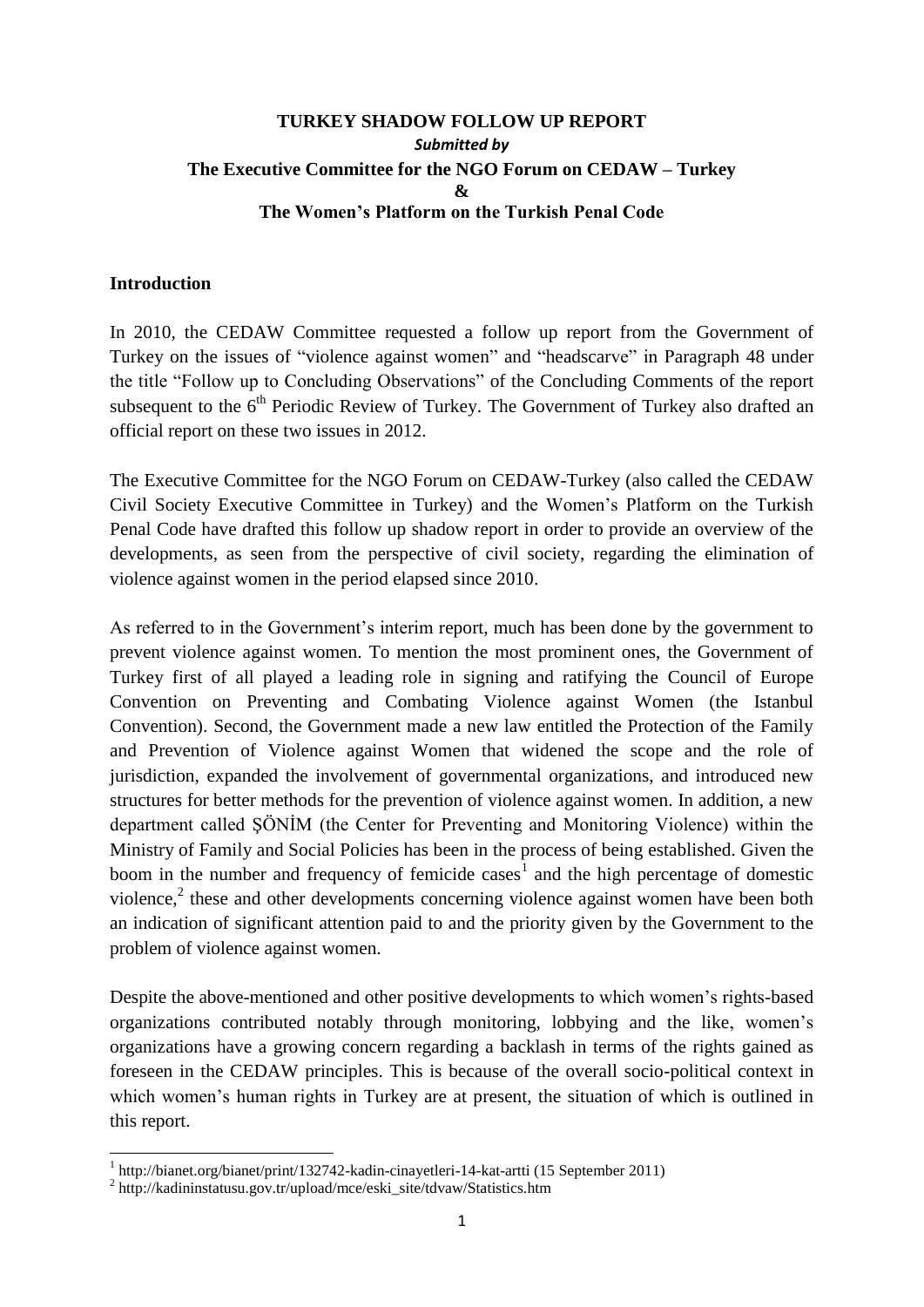# TURKEY SHADOW FOLLOW UP REPORT

*Submitted by*

**The Executive Committee for the NGO Forum on CEDAW – Turkey**

**&**

**The Women's Platform on the Turkish Penal Code**

## Introduction

In 2010, the CEDAW Committee requested a follow up report from the Government of Turkey on the issues of "violence against women" and "headscarve" in Paragraph 48 under the title "Follow up to Concluding Observations" of the Concluding Comments of the report subsequent to the 6th Periodic Review of Turkey. The Government of Turkey also drafted an official report on these two issues in 2012.

The Executive Committee for the NGO Forum on CEDAW-Turkey (also called the CEDAW Civil Society Executive Committee in Turkey) and the Women's Platform on the Turkish Penal Code have drafted this follow up shadow report in order to provide an overview of the developments, as seen from the perspective of civil society, regarding the elimination of violence against women in the period elapsed since 2010.

As referred to in the Government's interim report, much has been done by the government to prevent violence against women. To mention the most prominent ones, the Government of Turkey first of all played a leading role in signing and ratifying the Council of Europe Convention on Preventing and Combating Violence against Women (the Istanbul Convention). Second, the Government made a new law entitled the Protection of the Family and Prevention of Violence against Women that widened the scope and the role of jurisdiction, expanded the involvement of governmental organizations, and introduced new structures for better methods for the prevention of violence against women. In addition, a new department called ŞÖNİM (the Center for Preventing and Monitoring Violence) within the Ministry of Family and Social Policies has been in the process of being established. Given the boom in the number and frequency of femicide cases[1] and the high percentage of domestic violence,[2] these and other developments concerning violence against women have been both an indication of significant attention paid to and the priority given by the Government to the problem of violence against women.

Despite the above-mentioned and other positive developments to which women's rights-based organizations contributed notably through monitoring, lobbying and the like, women's organizations have a growing concern regarding a backlash in terms of the rights gained as foreseen in the CEDAW principles. This is because of the overall socio-political context in which women's human rights in Turkey are at present, the situation of which is outlined in this report.

---

[1] http://bianet.org/bianet/print/132742-kadin-cinayetleri-14-kat-artti (15 September 2011)

[2] http://kadininstatusu.gov.tr/upload/mce/eski_site/tdvaw/Statistics.htm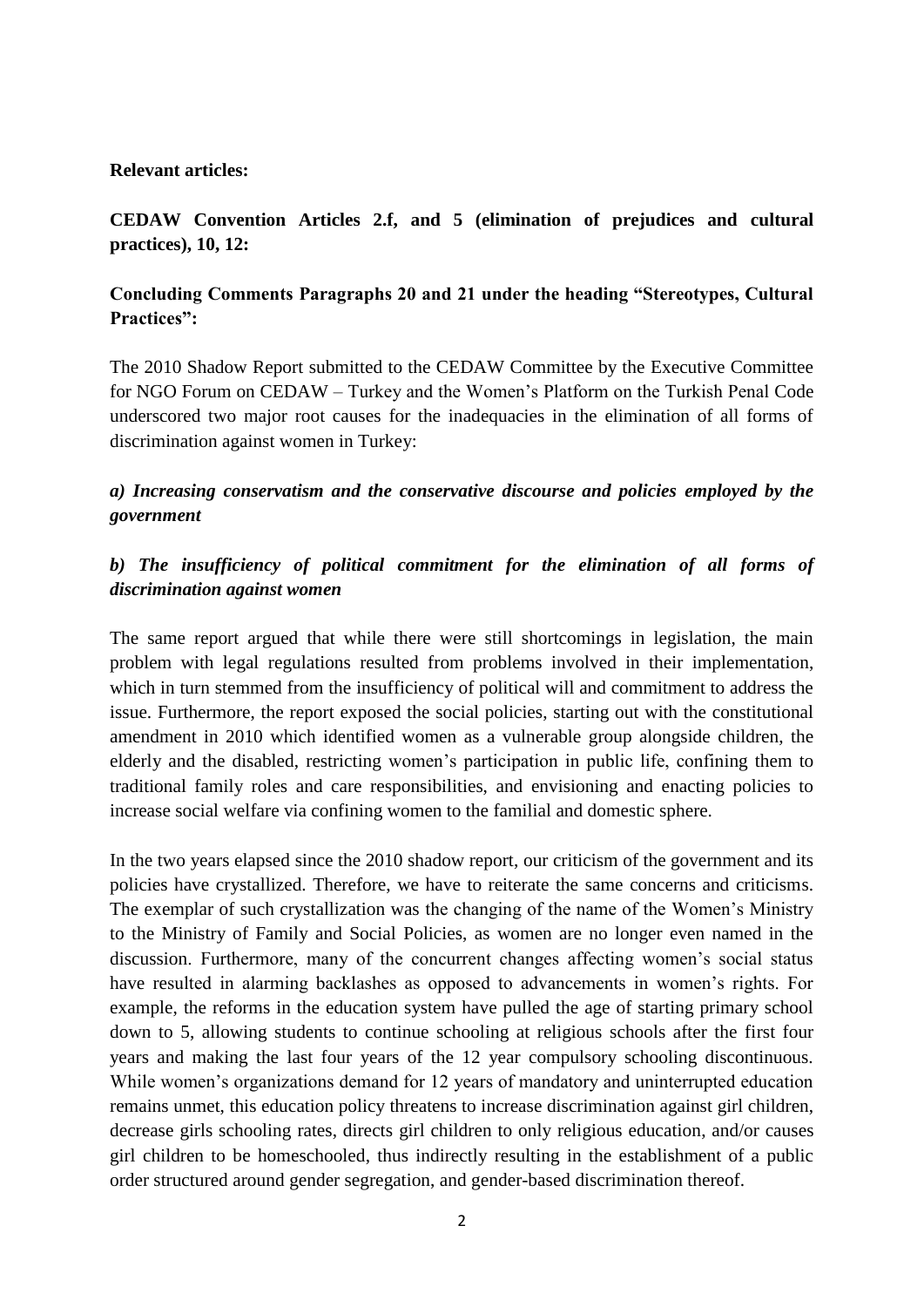**Relevant articles:**

**CEDAW Convention Articles 2.f, and 5 (elimination of prejudices and cultural practices), 10, 12:**

**Concluding Comments Paragraphs 20 and 21 under the heading "Stereotypes, Cultural Practices":**

The 2010 Shadow Report submitted to the CEDAW Committee by the Executive Committee for NGO Forum on CEDAW – Turkey and the Women's Platform on the Turkish Penal Code underscored two major root causes for the inadequacies in the elimination of all forms of discrimination against women in Turkey:

***a) Increasing conservatism and the conservative discourse and policies employed by the government***

***b) The insufficiency of political commitment for the elimination of all forms of discrimination against women***

The same report argued that while there were still shortcomings in legislation, the main problem with legal regulations resulted from problems involved in their implementation, which in turn stemmed from the insufficiency of political will and commitment to address the issue. Furthermore, the report exposed the social policies, starting out with the constitutional amendment in 2010 which identified women as a vulnerable group alongside children, the elderly and the disabled, restricting women's participation in public life, confining them to traditional family roles and care responsibilities, and envisioning and enacting policies to increase social welfare via confining women to the familial and domestic sphere.

In the two years elapsed since the 2010 shadow report, our criticism of the government and its policies have crystallized. Therefore, we have to reiterate the same concerns and criticisms. The exemplar of such crystallization was the changing of the name of the Women's Ministry to the Ministry of Family and Social Policies, as women are no longer even named in the discussion. Furthermore, many of the concurrent changes affecting women's social status have resulted in alarming backlashes as opposed to advancements in women's rights. For example, the reforms in the education system have pulled the age of starting primary school down to 5, allowing students to continue schooling at religious schools after the first four years and making the last four years of the 12 year compulsory schooling discontinuous. While women's organizations demand for 12 years of mandatory and uninterrupted education remains unmet, this education policy threatens to increase discrimination against girl children, decrease girls schooling rates, directs girl children to only religious education, and/or causes girl children to be homeschooled, thus indirectly resulting in the establishment of a public order structured around gender segregation, and gender-based discrimination thereof.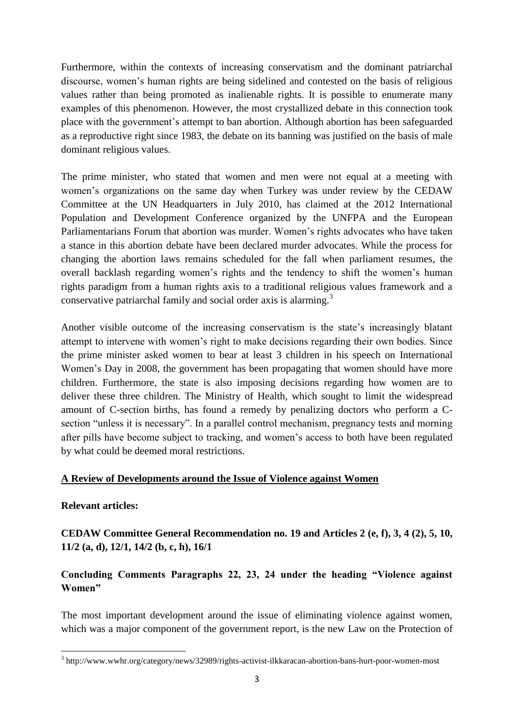Furthermore, within the contexts of increasing conservatism and the dominant patriarchal discourse, women's human rights are being sidelined and contested on the basis of religious values rather than being promoted as inalienable rights. It is possible to enumerate many examples of this phenomenon. However, the most crystallized debate in this connection took place with the government's attempt to ban abortion. Although abortion has been safeguarded as a reproductive right since 1983, the debate on its banning was justified on the basis of male dominant religious values.

The prime minister, who stated that women and men were not equal at a meeting with women's organizations on the same day when Turkey was under review by the CEDAW Committee at the UN Headquarters in July 2010, has claimed at the 2012 International Population and Development Conference organized by the UNFPA and the European Parliamentarians Forum that abortion was murder. Women's rights advocates who have taken a stance in this abortion debate have been declared murder advocates. While the process for changing the abortion laws remains scheduled for the fall when parliament resumes, the overall backlash regarding women's rights and the tendency to shift the women's human rights paradigm from a human rights axis to a traditional religious values framework and a conservative patriarchal family and social order axis is alarming.[3]

Another visible outcome of the increasing conservatism is the state's increasingly blatant attempt to intervene with women's right to make decisions regarding their own bodies. Since the prime minister asked women to bear at least 3 children in his speech on International Women's Day in 2008, the government has been propagating that women should have more children. Furthermore, the state is also imposing decisions regarding how women are to deliver these three children. The Ministry of Health, which sought to limit the widespread amount of C-section births, has found a remedy by penalizing doctors who perform a C-section "unless it is necessary". In a parallel control mechanism, pregnancy tests and morning after pills have become subject to tracking, and women's access to both have been regulated by what could be deemed moral restrictions.

## A Review of Developments around the Issue of Violence against Women

**Relevant articles:**

**CEDAW Committee General Recommendation no. 19 and Articles 2 (e, f), 3, 4 (2), 5, 10, 11/2 (a, d), 12/1, 14/2 (b, c, h), 16/1**

**Concluding Comments Paragraphs 22, 23, 24 under the heading "Violence against Women"**

The most important development around the issue of eliminating violence against women, which was a major component of the government report, is the new Law on the Protection of

[3] http://www.wwhr.org/category/news/32989/rights-activist-ilkkaracan-abortion-bans-hurt-poor-women-most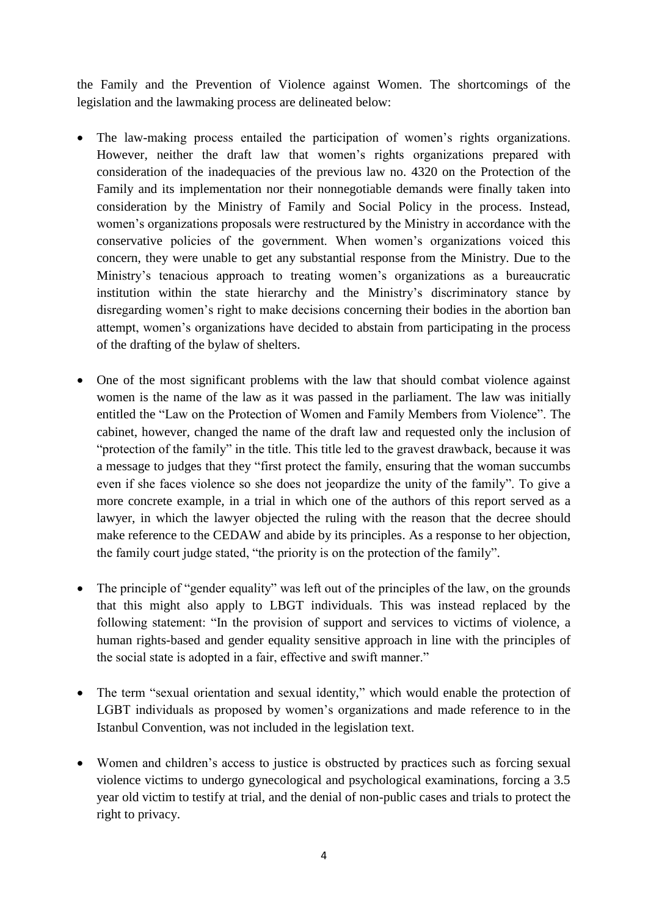the Family and the Prevention of Violence against Women. The shortcomings of the legislation and the lawmaking process are delineated below:

- The law-making process entailed the participation of women's rights organizations. However, neither the draft law that women's rights organizations prepared with consideration of the inadequacies of the previous law no. 4320 on the Protection of the Family and its implementation nor their nonnegotiable demands were finally taken into consideration by the Ministry of Family and Social Policy in the process. Instead, women's organizations proposals were restructured by the Ministry in accordance with the conservative policies of the government. When women's organizations voiced this concern, they were unable to get any substantial response from the Ministry. Due to the Ministry's tenacious approach to treating women's organizations as a bureaucratic institution within the state hierarchy and the Ministry's discriminatory stance by disregarding women's right to make decisions concerning their bodies in the abortion ban attempt, women's organizations have decided to abstain from participating in the process of the drafting of the bylaw of shelters.

- One of the most significant problems with the law that should combat violence against women is the name of the law as it was passed in the parliament. The law was initially entitled the "Law on the Protection of Women and Family Members from Violence". The cabinet, however, changed the name of the draft law and requested only the inclusion of "protection of the family" in the title. This title led to the gravest drawback, because it was a message to judges that they "first protect the family, ensuring that the woman succumbs even if she faces violence so she does not jeopardize the unity of the family". To give a more concrete example, in a trial in which one of the authors of this report served as a lawyer, in which the lawyer objected the ruling with the reason that the decree should make reference to the CEDAW and abide by its principles. As a response to her objection, the family court judge stated, "the priority is on the protection of the family".

- The principle of "gender equality" was left out of the principles of the law, on the grounds that this might also apply to LBGT individuals. This was instead replaced by the following statement: "In the provision of support and services to victims of violence, a human rights-based and gender equality sensitive approach in line with the principles of the social state is adopted in a fair, effective and swift manner."

- The term "sexual orientation and sexual identity," which would enable the protection of LGBT individuals as proposed by women's organizations and made reference to in the Istanbul Convention, was not included in the legislation text.

- Women and children's access to justice is obstructed by practices such as forcing sexual violence victims to undergo gynecological and psychological examinations, forcing a 3.5 year old victim to testify at trial, and the denial of non-public cases and trials to protect the right to privacy.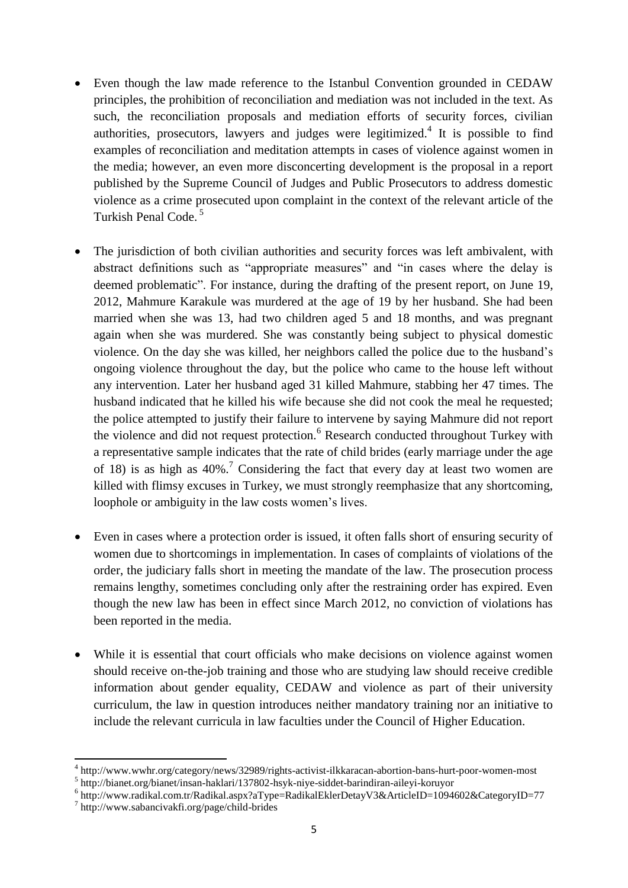- Even though the law made reference to the Istanbul Convention grounded in CEDAW principles, the prohibition of reconciliation and mediation was not included in the text. As such, the reconciliation proposals and mediation efforts of security forces, civilian authorities, prosecutors, lawyers and judges were legitimized.[4] It is possible to find examples of reconciliation and meditation attempts in cases of violence against women in the media; however, an even more disconcerting development is the proposal in a report published by the Supreme Council of Judges and Public Prosecutors to address domestic violence as a crime prosecuted upon complaint in the context of the relevant article of the Turkish Penal Code.[5]

- The jurisdiction of both civilian authorities and security forces was left ambivalent, with abstract definitions such as "appropriate measures" and "in cases where the delay is deemed problematic". For instance, during the drafting of the present report, on June 19, 2012, Mahmure Karakule was murdered at the age of 19 by her husband. She had been married when she was 13, had two children aged 5 and 18 months, and was pregnant again when she was murdered. She was constantly being subject to physical domestic violence. On the day she was killed, her neighbors called the police due to the husband's ongoing violence throughout the day, but the police who came to the house left without any intervention. Later her husband aged 31 killed Mahmure, stabbing her 47 times. The husband indicated that he killed his wife because she did not cook the meal he requested; the police attempted to justify their failure to intervene by saying Mahmure did not report the violence and did not request protection.[6] Research conducted throughout Turkey with a representative sample indicates that the rate of child brides (early marriage under the age of 18) is as high as 40%.[7] Considering the fact that every day at least two women are killed with flimsy excuses in Turkey, we must strongly reemphasize that any shortcoming, loophole or ambiguity in the law costs women's lives.

- Even in cases where a protection order is issued, it often falls short of ensuring security of women due to shortcomings in implementation. In cases of complaints of violations of the order, the judiciary falls short in meeting the mandate of the law. The prosecution process remains lengthy, sometimes concluding only after the restraining order has expired. Even though the new law has been in effect since March 2012, no conviction of violations has been reported in the media.

- While it is essential that court officials who make decisions on violence against women should receive on-the-job training and those who are studying law should receive credible information about gender equality, CEDAW and violence as part of their university curriculum, the law in question introduces neither mandatory training nor an initiative to include the relevant curricula in law faculties under the Council of Higher Education.

---

[4] http://www.wwhr.org/category/news/32989/rights-activist-ilkkaracan-abortion-bans-hurt-poor-women-most

[5] http://bianet.org/bianet/insan-haklari/137802-hsyk-niye-siddet-barindiran-aileyi-koruyor

[6] http://www.radikal.com.tr/Radikal.aspx?aType=RadikalEklerDetayV3&ArticleID=1094602&CategoryID=77

[7] http://www.sabancivakfi.org/page/child-brides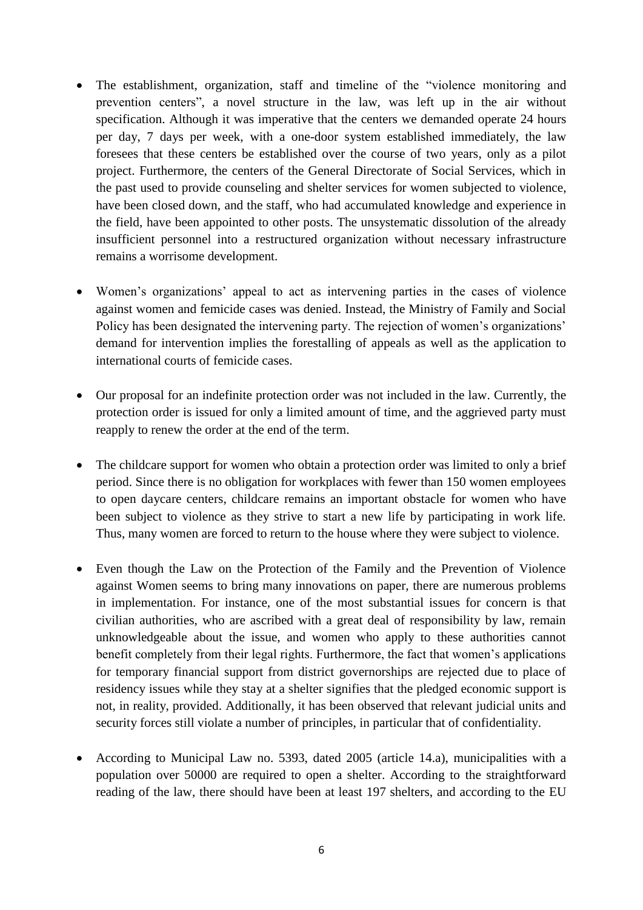- The establishment, organization, staff and timeline of the "violence monitoring and prevention centers", a novel structure in the law, was left up in the air without specification. Although it was imperative that the centers we demanded operate 24 hours per day, 7 days per week, with a one-door system established immediately, the law foresees that these centers be established over the course of two years, only as a pilot project. Furthermore, the centers of the General Directorate of Social Services, which in the past used to provide counseling and shelter services for women subjected to violence, have been closed down, and the staff, who had accumulated knowledge and experience in the field, have been appointed to other posts. The unsystematic dissolution of the already insufficient personnel into a restructured organization without necessary infrastructure remains a worrisome development.

- Women's organizations' appeal to act as intervening parties in the cases of violence against women and femicide cases was denied. Instead, the Ministry of Family and Social Policy has been designated the intervening party. The rejection of women's organizations' demand for intervention implies the forestalling of appeals as well as the application to international courts of femicide cases.

- Our proposal for an indefinite protection order was not included in the law. Currently, the protection order is issued for only a limited amount of time, and the aggrieved party must reapply to renew the order at the end of the term.

- The childcare support for women who obtain a protection order was limited to only a brief period. Since there is no obligation for workplaces with fewer than 150 women employees to open daycare centers, childcare remains an important obstacle for women who have been subject to violence as they strive to start a new life by participating in work life. Thus, many women are forced to return to the house where they were subject to violence.

- Even though the Law on the Protection of the Family and the Prevention of Violence against Women seems to bring many innovations on paper, there are numerous problems in implementation. For instance, one of the most substantial issues for concern is that civilian authorities, who are ascribed with a great deal of responsibility by law, remain unknowledgeable about the issue, and women who apply to these authorities cannot benefit completely from their legal rights. Furthermore, the fact that women's applications for temporary financial support from district governorships are rejected due to place of residency issues while they stay at a shelter signifies that the pledged economic support is not, in reality, provided. Additionally, it has been observed that relevant judicial units and security forces still violate a number of principles, in particular that of confidentiality.

- According to Municipal Law no. 5393, dated 2005 (article 14.a), municipalities with a population over 50000 are required to open a shelter. According to the straightforward reading of the law, there should have been at least 197 shelters, and according to the EU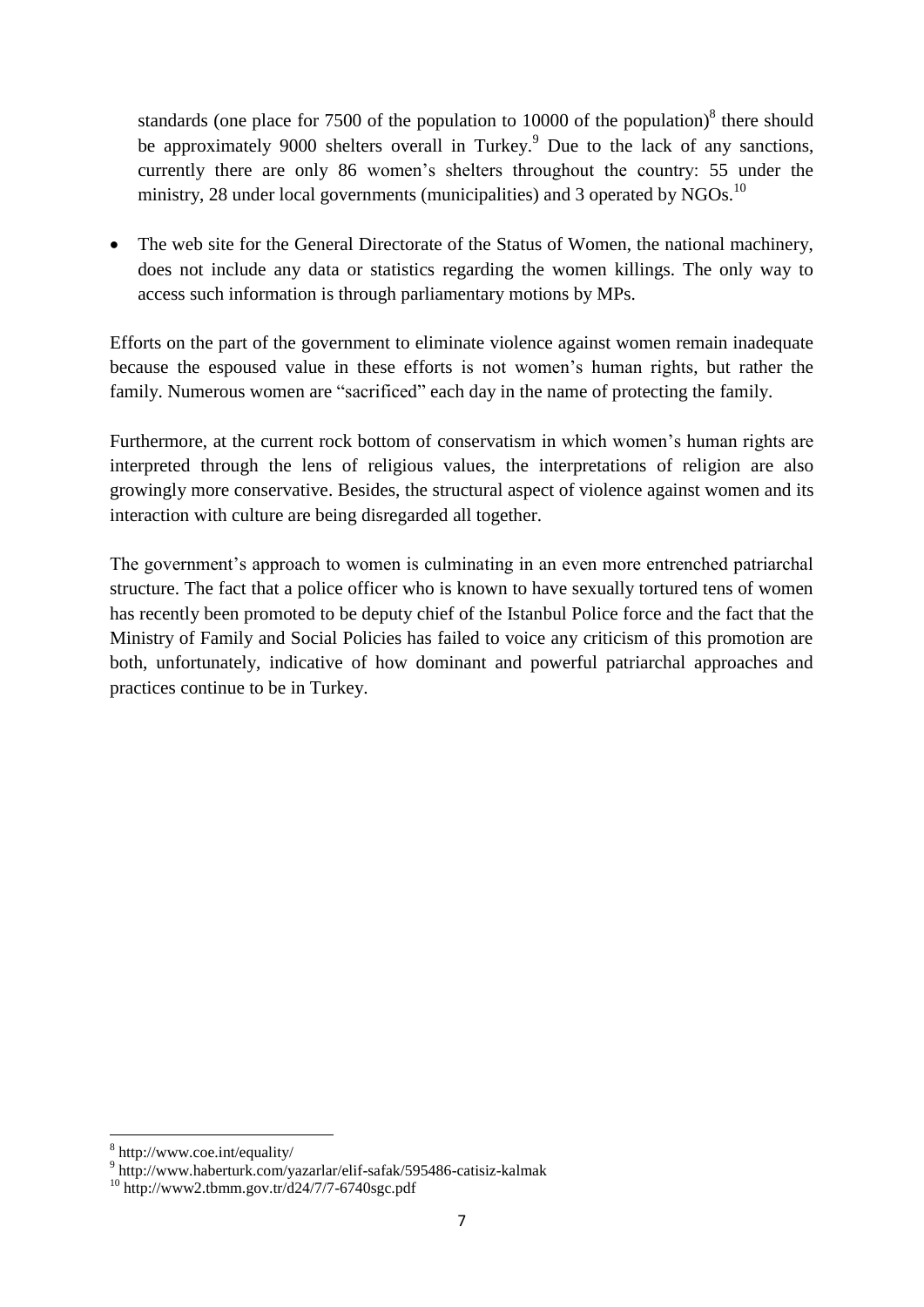standards (one place for 7500 of the population to 10000 of the population)[8] there should be approximately 9000 shelters overall in Turkey.[9] Due to the lack of any sanctions, currently there are only 86 women's shelters throughout the country: 55 under the ministry, 28 under local governments (municipalities) and 3 operated by NGOs.[10]

- The web site for the General Directorate of the Status of Women, the national machinery, does not include any data or statistics regarding the women killings. The only way to access such information is through parliamentary motions by MPs.

Efforts on the part of the government to eliminate violence against women remain inadequate because the espoused value in these efforts is not women's human rights, but rather the family. Numerous women are "sacrificed" each day in the name of protecting the family.

Furthermore, at the current rock bottom of conservatism in which women's human rights are interpreted through the lens of religious values, the interpretations of religion are also growingly more conservative. Besides, the structural aspect of violence against women and its interaction with culture are being disregarded all together.

The government's approach to women is culminating in an even more entrenched patriarchal structure. The fact that a police officer who is known to have sexually tortured tens of women has recently been promoted to be deputy chief of the Istanbul Police force and the fact that the Ministry of Family and Social Policies has failed to voice any criticism of this promotion are both, unfortunately, indicative of how dominant and powerful patriarchal approaches and practices continue to be in Turkey.

---

[8] http://www.coe.int/equality/

[9] http://www.haberturk.com/yazarlar/elif-safak/595486-catisiz-kalmak

[10] http://www2.tbmm.gov.tr/d24/7/7-6740sgc.pdf